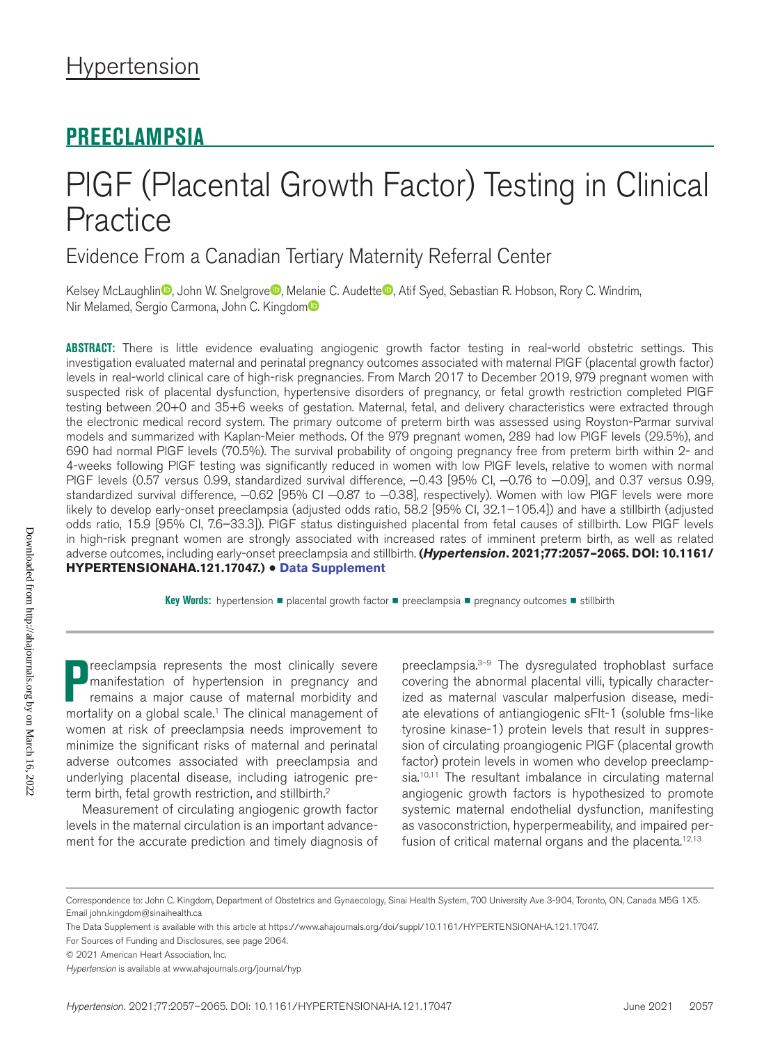# Hypertension

## PREECLAMPSIA

# PlGF (Placental Growth Factor) Testing in Clinical Practice

## Evidence From a Canadian Tertiary Maternity Referral Center

Kelsey McLaughlin, John W. Snelgrove, Melanie C. Audette, Atif Syed, Sebastian R. Hobson, Rory C. Windrim, Nir Melamed, Sergio Carmona, John C. Kingdom

**ABSTRACT:** There is little evidence evaluating angiogenic growth factor testing in real-world obstetric settings. This investigation evaluated maternal and perinatal pregnancy outcomes associated with maternal PlGF (placental growth factor) levels in real-world clinical care of high-risk pregnancies. From March 2017 to December 2019, 979 pregnant women with suspected risk of placental dysfunction, hypertensive disorders of pregnancy, or fetal growth restriction completed PlGF testing between 20+0 and 35+6 weeks of gestation. Maternal, fetal, and delivery characteristics were extracted through the electronic medical record system. The primary outcome of preterm birth was assessed using Royston-Parmar survival models and summarized with Kaplan-Meier methods. Of the 979 pregnant women, 289 had low PlGF levels (29.5%), and 690 had normal PlGF levels (70.5%). The survival probability of ongoing pregnancy free from preterm birth within 2- and 4-weeks following PlGF testing was significantly reduced in women with low PlGF levels, relative to women with normal PlGF levels (0.57 versus 0.99, standardized survival difference, −0.43 [95% CI, −0.76 to −0.09], and 0.37 versus 0.99, standardized survival difference, −0.62 [95% CI −0.87 to −0.38], respectively). Women with low PlGF levels were more likely to develop early-onset preeclampsia (adjusted odds ratio, 58.2 [95% CI, 32.1–105.4]) and have a stillbirth (adjusted odds ratio, 15.9 [95% CI, 7.6–33.3]). PlGF status distinguished placental from fetal causes of stillbirth. Low PlGF levels in high-risk pregnant women are strongly associated with increased rates of imminent preterm birth, as well as related adverse outcomes, including early-onset preeclampsia and stillbirth. **(*Hypertension*. 2021;77:2057–2065. DOI: 10.1161/HYPERTENSIONAHA.121.17047.) • Data Supplement**

**Key Words:** hypertension ■ placental growth factor ■ preeclampsia ■ pregnancy outcomes ■ stillbirth

Preeclampsia represents the most clinically severe manifestation of hypertension in pregnancy and remains a major cause of maternal morbidity and mortality on a global scale.[1] The clinical management of women at risk of preeclampsia needs improvement to minimize the significant risks of maternal and perinatal adverse outcomes associated with preeclampsia and underlying placental disease, including iatrogenic preterm birth, fetal growth restriction, and stillbirth.[2]

Measurement of circulating angiogenic growth factor levels in the maternal circulation is an important advancement for the accurate prediction and timely diagnosis of preeclampsia.[3–9] The dysregulated trophoblast surface covering the abnormal placental villi, typically characterized as maternal vascular malperfusion disease, mediate elevations of antiangiogenic sFlt-1 (soluble fms-like tyrosine kinase-1) protein levels that result in suppression of circulating proangiogenic PlGF (placental growth factor) protein levels in women who develop preeclampsia.[10,11] The resultant imbalance in circulating maternal angiogenic growth factors is hypothesized to promote systemic maternal endothelial dysfunction, manifesting as vasoconstriction, hyperpermeability, and impaired perfusion of critical maternal organs and the placenta.[12,13]

Correspondence to: John C. Kingdom, Department of Obstetrics and Gynaecology, Sinai Health System, 700 University Ave 3-904, Toronto, ON, Canada M5G 1X5. Email john.kingdom@sinaihealth.ca

The Data Supplement is available with this article at https://www.ahajournals.org/doi/suppl/10.1161/HYPERTENSIONAHA.121.17047.

For Sources of Funding and Disclosures, see page 2064.

© 2021 American Heart Association, Inc.

*Hypertension* is available at www.ahajournals.org/journal/hyp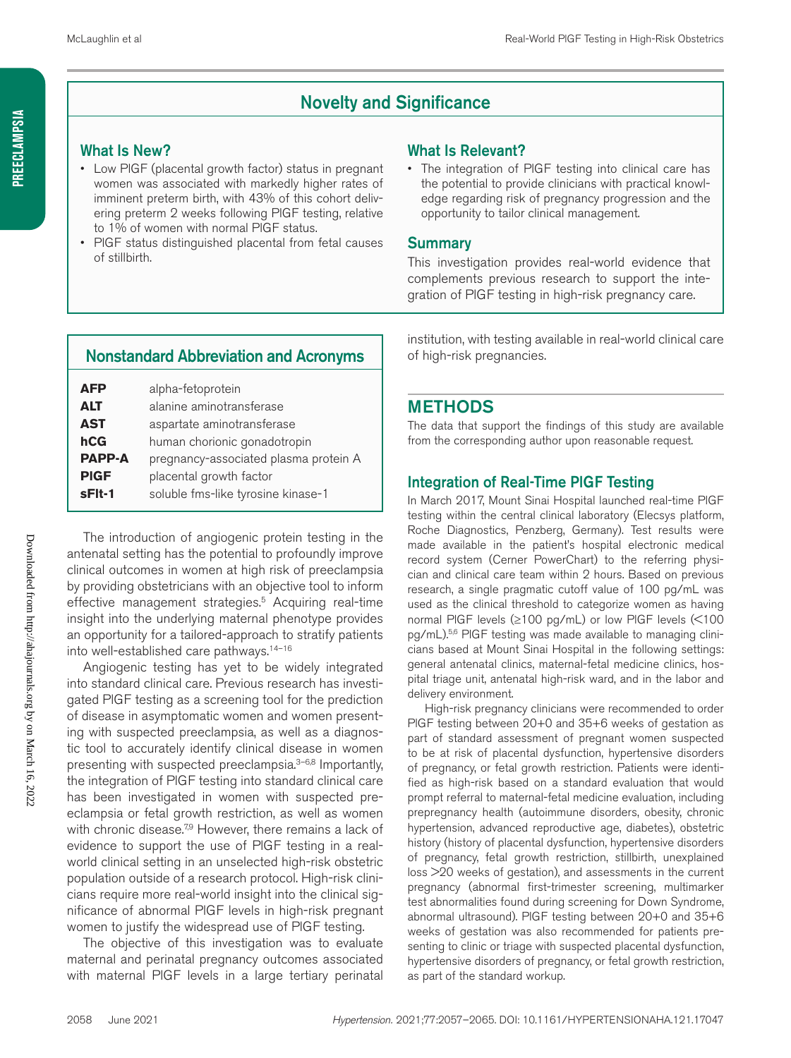## Novelty and Significance

### What Is New?

- Low PlGF (placental growth factor) status in pregnant women was associated with markedly higher rates of imminent preterm birth, with 43% of this cohort delivering preterm 2 weeks following PlGF testing, relative to 1% of women with normal PlGF status.
- PlGF status distinguished placental from fetal causes of stillbirth.

### What Is Relevant?

- The integration of PlGF testing into clinical care has the potential to provide clinicians with practical knowledge regarding risk of pregnancy progression and the opportunity to tailor clinical management.

### Summary

This investigation provides real-world evidence that complements previous research to support the integration of PlGF testing in high-risk pregnancy care.

### Nonstandard Abbreviation and Acronyms

| | |
|---|---|
| **AFP** | alpha-fetoprotein |
| **ALT** | alanine aminotransferase |
| **AST** | aspartate aminotransferase |
| **hCG** | human chorionic gonadotropin |
| **PAPP-A** | pregnancy-associated plasma protein A |
| **PlGF** | placental growth factor |
| **sFlt-1** | soluble fms-like tyrosine kinase-1 |

The introduction of angiogenic protein testing in the antenatal setting has the potential to profoundly improve clinical outcomes in women at high risk of preeclampsia by providing obstetricians with an objective tool to inform effective management strategies.[5] Acquiring real-time insight into the underlying maternal phenotype provides an opportunity for a tailored-approach to stratify patients into well-established care pathways.[14–16]

Angiogenic testing has yet to be widely integrated into standard clinical care. Previous research has investigated PlGF testing as a screening tool for the prediction of disease in asymptomatic women and women presenting with suspected preeclampsia, as well as a diagnostic tool to accurately identify clinical disease in women presenting with suspected preeclampsia.[3–6,8] Importantly, the integration of PlGF testing into standard clinical care has been investigated in women with suspected preeclampsia or fetal growth restriction, as well as women with chronic disease.[7,9] However, there remains a lack of evidence to support the use of PlGF testing in a real-world clinical setting in an unselected high-risk obstetric population outside of a research protocol. High-risk clinicians require more real-world insight into the clinical significance of abnormal PlGF levels in high-risk pregnant women to justify the widespread use of PlGF testing.

The objective of this investigation was to evaluate maternal and perinatal pregnancy outcomes associated with maternal PlGF levels in a large tertiary perinatal institution, with testing available in real-world clinical care of high-risk pregnancies.

## METHODS

The data that support the findings of this study are available from the corresponding author upon reasonable request.

### Integration of Real-Time PlGF Testing

In March 2017, Mount Sinai Hospital launched real-time PlGF testing within the central clinical laboratory (Elecsys platform, Roche Diagnostics, Penzberg, Germany). Test results were made available in the patient's hospital electronic medical record system (Cerner PowerChart) to the referring physician and clinical care team within 2 hours. Based on previous research, a single pragmatic cutoff value of 100 pg/mL was used as the clinical threshold to categorize women as having normal PlGF levels (≥100 pg/mL) or low PlGF levels (<100 pg/mL).[5,6] PlGF testing was made available to managing clinicians based at Mount Sinai Hospital in the following settings: general antenatal clinics, maternal-fetal medicine clinics, hospital triage unit, antenatal high-risk ward, and in the labor and delivery environment.

High-risk pregnancy clinicians were recommended to order PlGF testing between 20+0 and 35+6 weeks of gestation as part of standard assessment of pregnant women suspected to be at risk of placental dysfunction, hypertensive disorders of pregnancy, or fetal growth restriction. Patients were identified as high-risk based on a standard evaluation that would prompt referral to maternal-fetal medicine evaluation, including prepregnancy health (autoimmune disorders, obesity, chronic hypertension, advanced reproductive age, diabetes), obstetric history (history of placental dysfunction, hypertensive disorders of pregnancy, fetal growth restriction, stillbirth, unexplained loss >20 weeks of gestation), and assessments in the current pregnancy (abnormal first-trimester screening, multimarker test abnormalities found during screening for Down Syndrome, abnormal ultrasound). PlGF testing between 20+0 and 35+6 weeks of gestation was also recommended for patients presenting to clinic or triage with suspected placental dysfunction, hypertensive disorders of pregnancy, or fetal growth restriction, as part of the standard workup.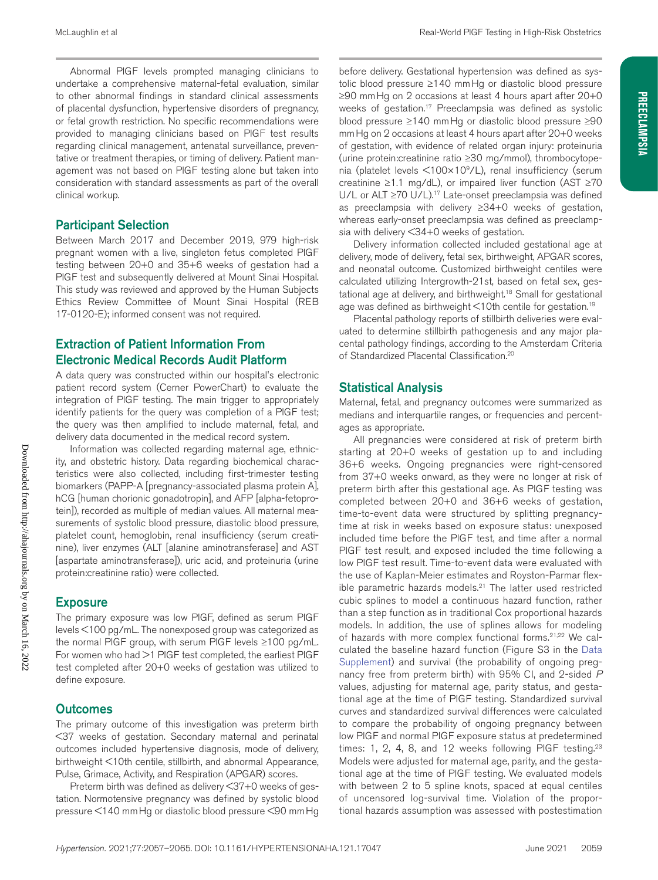Abnormal PlGF levels prompted managing clinicians to undertake a comprehensive maternal-fetal evaluation, similar to other abnormal findings in standard clinical assessments of placental dysfunction, hypertensive disorders of pregnancy, or fetal growth restriction. No specific recommendations were provided to managing clinicians based on PlGF test results regarding clinical management, antenatal surveillance, preventative or treatment therapies, or timing of delivery. Patient management was not based on PlGF testing alone but taken into consideration with standard assessments as part of the overall clinical workup.

## Participant Selection

Between March 2017 and December 2019, 979 high-risk pregnant women with a live, singleton fetus completed PlGF testing between 20+0 and 35+6 weeks of gestation had a PlGF test and subsequently delivered at Mount Sinai Hospital. This study was reviewed and approved by the Human Subjects Ethics Review Committee of Mount Sinai Hospital (REB 17-0120-E); informed consent was not required.

## Extraction of Patient Information From Electronic Medical Records Audit Platform

A data query was constructed within our hospital's electronic patient record system (Cerner PowerChart) to evaluate the integration of PlGF testing. The main trigger to appropriately identify patients for the query was completion of a PlGF test; the query was then amplified to include maternal, fetal, and delivery data documented in the medical record system.

Information was collected regarding maternal age, ethnicity, and obstetric history. Data regarding biochemical characteristics were also collected, including first-trimester testing biomarkers (PAPP-A [pregnancy-associated plasma protein A], hCG [human chorionic gonadotropin], and AFP [alpha-fetoprotein]), recorded as multiple of median values. All maternal measurements of systolic blood pressure, diastolic blood pressure, platelet count, hemoglobin, renal insufficiency (serum creatinine), liver enzymes (ALT [alanine aminotransferase] and AST [aspartate aminotransferase]), uric acid, and proteinuria (urine protein:creatinine ratio) were collected.

## Exposure

The primary exposure was low PlGF, defined as serum PlGF levels <100 pg/mL. The nonexposed group was categorized as the normal PlGF group, with serum PlGF levels ≥100 pg/mL. For women who had >1 PlGF test completed, the earliest PlGF test completed after 20+0 weeks of gestation was utilized to define exposure.

## Outcomes

The primary outcome of this investigation was preterm birth <37 weeks of gestation. Secondary maternal and perinatal outcomes included hypertensive diagnosis, mode of delivery, birthweight <10th centile, stillbirth, and abnormal Appearance, Pulse, Grimace, Activity, and Respiration (APGAR) scores.

Preterm birth was defined as delivery <37+0 weeks of gestation. Normotensive pregnancy was defined by systolic blood pressure <140 mm Hg or diastolic blood pressure <90 mm Hg before delivery. Gestational hypertension was defined as systolic blood pressure ≥140 mm Hg or diastolic blood pressure ≥90 mm Hg on 2 occasions at least 4 hours apart after 20+0 weeks of gestation.[17] Preeclampsia was defined as systolic blood pressure ≥140 mm Hg or diastolic blood pressure ≥90 mm Hg on 2 occasions at least 4 hours apart after 20+0 weeks of gestation, with evidence of related organ injury: proteinuria (urine protein:creatinine ratio ≥30 mg/mmol), thrombocytopenia (platelet levels $<100\times10^9$/L), renal insufficiency (serum creatinine ≥1.1 mg/dL), or impaired liver function (AST ≥70 U/L or ALT ≥70 U/L).[17] Late-onset preeclampsia was defined as preeclampsia with delivery ≥34+0 weeks of gestation, whereas early-onset preeclampsia was defined as preeclampsia with delivery <34+0 weeks of gestation.

Delivery information collected included gestational age at delivery, mode of delivery, fetal sex, birthweight, APGAR scores, and neonatal outcome. Customized birthweight centiles were calculated utilizing Intergrowth-21st, based on fetal sex, gestational age at delivery, and birthweight.[18] Small for gestational age was defined as birthweight <10th centile for gestation.[19]

Placental pathology reports of stillbirth deliveries were evaluated to determine stillbirth pathogenesis and any major placental pathology findings, according to the Amsterdam Criteria of Standardized Placental Classification.[20]

## Statistical Analysis

Maternal, fetal, and pregnancy outcomes were summarized as medians and interquartile ranges, or frequencies and percentages as appropriate.

All pregnancies were considered at risk of preterm birth starting at 20+0 weeks of gestation up to and including 36+6 weeks. Ongoing pregnancies were right-censored from 37+0 weeks onward, as they were no longer at risk of preterm birth after this gestational age. As PlGF testing was completed between 20+0 and 36+6 weeks of gestation, time-to-event data were structured by splitting pregnancy-time at risk in weeks based on exposure status: unexposed included time before the PlGF test, and time after a normal PlGF test result, and exposed included the time following a low PlGF test result. Time-to-event data were evaluated with the use of Kaplan-Meier estimates and Royston-Parmar flexible parametric hazards models.[21] The latter used restricted cubic splines to model a continuous hazard function, rather than a step function as in traditional Cox proportional hazards models. In addition, the use of splines allows for modeling of hazards with more complex functional forms.[21,22] We calculated the baseline hazard function (Figure S3 in the Data Supplement) and survival (the probability of ongoing pregnancy free from preterm birth) with 95% CI, and 2-sided *P* values, adjusting for maternal age, parity status, and gestational age at the time of PlGF testing. Standardized survival curves and standardized survival differences were calculated to compare the probability of ongoing pregnancy between low PlGF and normal PlGF exposure status at predetermined times: 1, 2, 4, 8, and 12 weeks following PlGF testing.[23] Models were adjusted for maternal age, parity, and the gestational age at the time of PlGF testing. We evaluated models with between 2 to 5 spline knots, spaced at equal centiles of uncensored log-survival time. Violation of the proportional hazards assumption was assessed with postestimation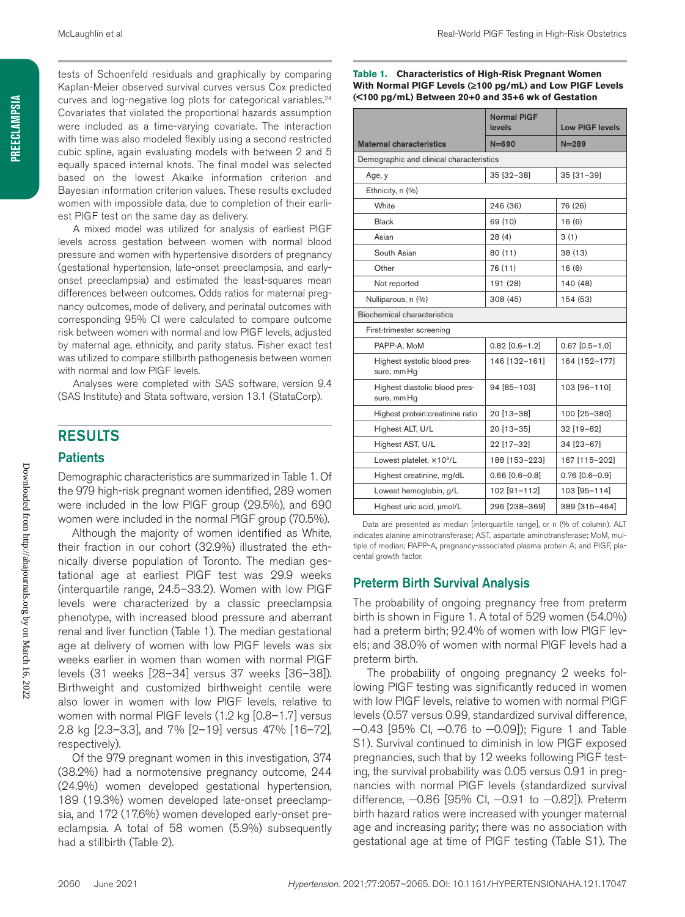tests of Schoenfeld residuals and graphically by comparing Kaplan-Meier observed survival curves versus Cox predicted curves and log-negative log plots for categorical variables.[24] Covariates that violated the proportional hazards assumption were included as a time-varying covariate. The interaction with time was also modeled flexibly using a second restricted cubic spline, again evaluating models with between 2 and 5 equally spaced internal knots. The final model was selected based on the lowest Akaike information criterion and Bayesian information criterion values. These results excluded women with impossible data, due to completion of their earliest PlGF test on the same day as delivery.

A mixed model was utilized for analysis of earliest PlGF levels across gestation between women with normal blood pressure and women with hypertensive disorders of pregnancy (gestational hypertension, late-onset preeclampsia, and early-onset preeclampsia) and estimated the least-squares mean differences between outcomes. Odds ratios for maternal pregnancy outcomes, mode of delivery, and perinatal outcomes with corresponding 95% CI were calculated to compare outcome risk between women with normal and low PlGF levels, adjusted by maternal age, ethnicity, and parity status. Fisher exact test was utilized to compare stillbirth pathogenesis between women with normal and low PlGF levels.

Analyses were completed with SAS software, version 9.4 (SAS Institute) and Stata software, version 13.1 (StataCorp).

## RESULTS

### Patients

Demographic characteristics are summarized in Table 1. Of the 979 high-risk pregnant women identified, 289 women were included in the low PlGF group (29.5%), and 690 women were included in the normal PlGF group (70.5%).

Although the majority of women identified as White, their fraction in our cohort (32.9%) illustrated the ethnically diverse population of Toronto. The median gestational age at earliest PlGF test was 29.9 weeks (interquartile range, 24.5–33.2). Women with low PlGF levels were characterized by a classic preeclampsia phenotype, with increased blood pressure and aberrant renal and liver function (Table 1). The median gestational age at delivery of women with low PlGF levels was six weeks earlier in women than women with normal PlGF levels (31 weeks [28–34] versus 37 weeks [36–38]). Birthweight and customized birthweight centile were also lower in women with low PlGF levels, relative to women with normal PlGF levels (1.2 kg [0.8–1.7] versus 2.8 kg [2.3–3.3], and 7% [2–19] versus 47% [16–72], respectively).

Of the 979 pregnant women in this investigation, 374 (38.2%) had a normotensive pregnancy outcome, 244 (24.9%) women developed gestational hypertension, 189 (19.3%) women developed late-onset preeclampsia, and 172 (17.6%) women developed early-onset preeclampsia. A total of 58 women (5.9%) subsequently had a stillbirth (Table 2).

**Table 1. Characteristics of High-Risk Pregnant Women With Normal PlGF Levels (≥100 pg/mL) and Low PlGF Levels (<100 pg/mL) Between 20+0 and 35+6 wk of Gestation**

| Maternal characteristics | Normal PlGF levels N=690 | Low PlGF levels N=289 |
|---|---|---|
| Demographic and clinical characteristics | | |
| Age, y | 35 [32–38] | 35 [31–39] |
| Ethnicity, n (%) | | |
| White | 246 (36) | 76 (26) |
| Black | 69 (10) | 16 (6) |
| Asian | 28 (4) | 3 (1) |
| South Asian | 80 (11) | 38 (13) |
| Other | 76 (11) | 16 (6) |
| Not reported | 191 (28) | 140 (48) |
| Nulliparous, n (%) | 308 (45) | 154 (53) |
| Biochemical characteristics | | |
| First-trimester screening | | |
| PAPP-A, MoM | 0.82 [0.6–1.2] | 0.67 [0.5–1.0] |
| Highest systolic blood pressure, mm Hg | 146 [132–161] | 164 [152–177] |
| Highest diastolic blood pressure, mm Hg | 94 [85–103] | 103 [96–110] |
| Highest protein:creatinine ratio | 20 [13–38] | 100 [25–380] |
| Highest ALT, U/L | 20 [13–35] | 32 [19–82] |
| Highest AST, U/L | 22 [17–32] | 34 [23–67] |
| Lowest platelet, ×10⁹/L | 188 [153–223] | 167 [115–202] |
| Highest creatinine, mg/dL | 0.66 [0.6–0.8] | 0.76 [0.6–0.9] |
| Lowest hemoglobin, g/L | 102 [91–112] | 103 [95–114] |
| Highest uric acid, µmol/L | 296 [238–369] | 389 [315–464] |

Data are presented as median [interquartile range], or n (% of column). ALT indicates alanine aminotransferase; AST, aspartate aminotransferase; MoM, multiple of median; PAPP-A, pregnancy-associated plasma protein A; and PlGF, placental growth factor.

### Preterm Birth Survival Analysis

The probability of ongoing pregnancy free from preterm birth is shown in Figure 1. A total of 529 women (54.0%) had a preterm birth; 92.4% of women with low PlGF levels; and 38.0% of women with normal PlGF levels had a preterm birth.

The probability of ongoing pregnancy 2 weeks following PlGF testing was significantly reduced in women with low PlGF levels, relative to women with normal PlGF levels (0.57 versus 0.99, standardized survival difference, −0.43 [95% CI, −0.76 to −0.09]); Figure 1 and Table S1). Survival continued to diminish in low PlGF exposed pregnancies, such that by 12 weeks following PlGF testing, the survival probability was 0.05 versus 0.91 in pregnancies with normal PlGF levels (standardized survival difference, −0.86 [95% CI, −0.91 to −0.82]). Preterm birth hazard ratios were increased with younger maternal age and increasing parity; there was no association with gestational age at time of PlGF testing (Table S1). The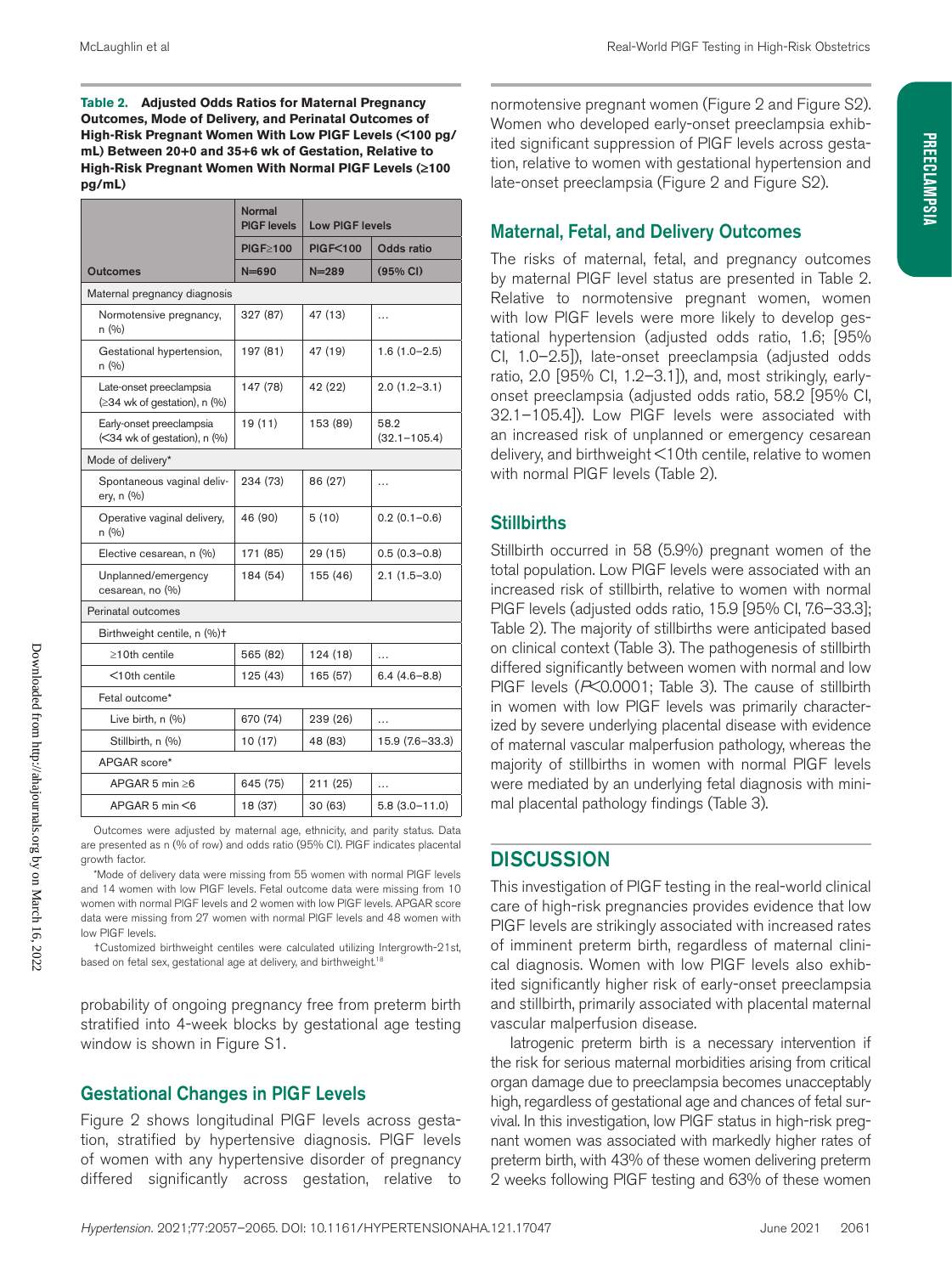**Table 2. Adjusted Odds Ratios for Maternal Pregnancy Outcomes, Mode of Delivery, and Perinatal Outcomes of High-Risk Pregnant Women With Low PlGF Levels (<100 pg/mL) Between 20+0 and 35+6 wk of Gestation, Relative to High-Risk Pregnant Women With Normal PlGF Levels (≥100 pg/mL)**

| Outcomes | Normal PlGF levels | Low PlGF levels | |
|---|---|---|---|
| | PlGF≥100 | PlGF<100 | Odds ratio |
| | N=690 | N=289 | (95% CI) |
| Maternal pregnancy diagnosis | | | |
| Normotensive pregnancy, n (%) | 327 (87) | 47 (13) | … |
| Gestational hypertension, n (%) | 197 (81) | 47 (19) | 1.6 (1.0–2.5) |
| Late-onset preeclampsia (≥34 wk of gestation), n (%) | 147 (78) | 42 (22) | 2.0 (1.2–3.1) |
| Early-onset preeclampsia (<34 wk of gestation), n (%) | 19 (11) | 153 (89) | 58.2 (32.1–105.4) |
| Mode of delivery* | | | |
| Spontaneous vaginal delivery, n (%) | 234 (73) | 86 (27) | … |
| Operative vaginal delivery, n (%) | 46 (90) | 5 (10) | 0.2 (0.1–0.6) |
| Elective cesarean, n (%) | 171 (85) | 29 (15) | 0.5 (0.3–0.8) |
| Unplanned/emergency cesarean, no (%) | 184 (54) | 155 (46) | 2.1 (1.5–3.0) |
| Perinatal outcomes | | | |
| Birthweight centile, n (%)† | | | |
| ≥10th centile | 565 (82) | 124 (18) | … |
| <10th centile | 125 (43) | 165 (57) | 6.4 (4.6–8.8) |
| Fetal outcome* | | | |
| Live birth, n (%) | 670 (74) | 239 (26) | … |
| Stillbirth, n (%) | 10 (17) | 48 (83) | 15.9 (7.6–33.3) |
| APGAR score* | | | |
| APGAR 5 min ≥6 | 645 (75) | 211 (25) | … |
| APGAR 5 min <6 | 18 (37) | 30 (63) | 5.8 (3.0–11.0) |

Outcomes were adjusted by maternal age, ethnicity, and parity status. Data are presented as n (% of row) and odds ratio (95% CI). PlGF indicates placental growth factor.

*Mode of delivery data were missing from 55 women with normal PlGF levels and 14 women with low PlGF levels. Fetal outcome data were missing from 10 women with normal PlGF levels and 2 women with low PlGF levels. APGAR score data were missing from 27 women with normal PlGF levels and 48 women with low PlGF levels.

†Customized birthweight centiles were calculated utilizing Intergrowth-21st, based on fetal sex, gestational age at delivery, and birthweight.[18]

probability of ongoing pregnancy free from preterm birth stratified into 4-week blocks by gestational age testing window is shown in Figure S1.

## Gestational Changes in PlGF Levels

Figure 2 shows longitudinal PlGF levels across gestation, stratified by hypertensive diagnosis. PlGF levels of women with any hypertensive disorder of pregnancy differed significantly across gestation, relative to normotensive pregnant women (Figure 2 and Figure S2). Women who developed early-onset preeclampsia exhibited significant suppression of PlGF levels across gestation, relative to women with gestational hypertension and late-onset preeclampsia (Figure 2 and Figure S2).

## Maternal, Fetal, and Delivery Outcomes

The risks of maternal, fetal, and pregnancy outcomes by maternal PlGF level status are presented in Table 2. Relative to normotensive pregnant women, women with low PlGF levels were more likely to develop gestational hypertension (adjusted odds ratio, 1.6; [95% CI, 1.0–2.5]), late-onset preeclampsia (adjusted odds ratio, 2.0 [95% CI, 1.2–3.1]), and, most strikingly, early-onset preeclampsia (adjusted odds ratio, 58.2 [95% CI, 32.1–105.4]). Low PlGF levels were associated with an increased risk of unplanned or emergency cesarean delivery, and birthweight <10th centile, relative to women with normal PlGF levels (Table 2).

## Stillbirths

Stillbirth occurred in 58 (5.9%) pregnant women of the total population. Low PlGF levels were associated with an increased risk of stillbirth, relative to women with normal PlGF levels (adjusted odds ratio, 15.9 [95% CI, 7.6–33.3]; Table 2). The majority of stillbirths were anticipated based on clinical context (Table 3). The pathogenesis of stillbirth differed significantly between women with normal and low PlGF levels ($P<0.0001$; Table 3). The cause of stillbirth in women with low PlGF levels was primarily characterized by severe underlying placental disease with evidence of maternal vascular malperfusion pathology, whereas the majority of stillbirths in women with normal PlGF levels were mediated by an underlying fetal diagnosis with minimal placental pathology findings (Table 3).

## DISCUSSION

This investigation of PlGF testing in the real-world clinical care of high-risk pregnancies provides evidence that low PlGF levels are strikingly associated with increased rates of imminent preterm birth, regardless of maternal clinical diagnosis. Women with low PlGF levels also exhibited significantly higher risk of early-onset preeclampsia and stillbirth, primarily associated with placental maternal vascular malperfusion disease.

Iatrogenic preterm birth is a necessary intervention if the risk for serious maternal morbidities arising from critical organ damage due to preeclampsia becomes unacceptably high, regardless of gestational age and chances of fetal survival. In this investigation, low PlGF status in high-risk pregnant women was associated with markedly higher rates of preterm birth, with 43% of these women delivering preterm 2 weeks following PlGF testing and 63% of these women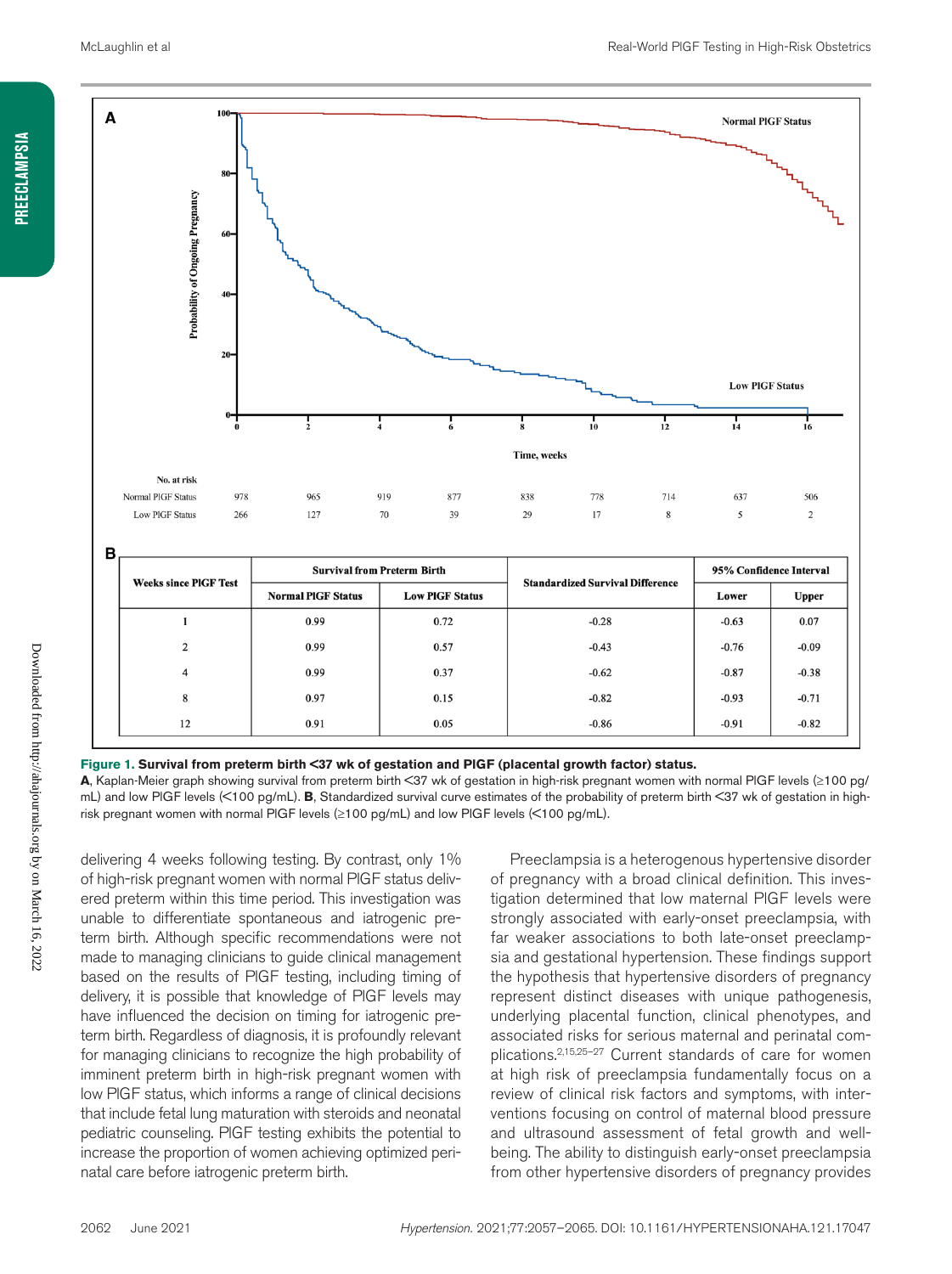| Weeks since PlGF Test | Survival from Preterm Birth | | Standardized Survival Difference | 95% Confidence Interval | |
|---|---|---|---|---|---|
| | Normal PlGF Status | Low PlGF Status | | Lower | Upper |
| 1 | 0.99 | 0.72 | -0.28 | -0.63 | 0.07 |
| 2 | 0.99 | 0.57 | -0.43 | -0.76 | -0.09 |
| 4 | 0.99 | 0.37 | -0.62 | -0.87 | -0.38 |
| 8 | 0.97 | 0.15 | -0.82 | -0.93 | -0.71 |
| 12 | 0.91 | 0.05 | -0.86 | -0.91 | -0.82 |

**Figure 1. Survival from preterm birth <37 wk of gestation and PlGF (placental growth factor) status.**
**A**, Kaplan-Meier graph showing survival from preterm birth <37 wk of gestation in high-risk pregnant women with normal PlGF levels (≥100 pg/mL) and low PlGF levels (<100 pg/mL). **B**, Standardized survival curve estimates of the probability of preterm birth <37 wk of gestation in high-risk pregnant women with normal PlGF levels (≥100 pg/mL) and low PlGF levels (<100 pg/mL).

delivering 4 weeks following testing. By contrast, only 1% of high-risk pregnant women with normal PlGF status delivered preterm within this time period. This investigation was unable to differentiate spontaneous and iatrogenic preterm birth. Although specific recommendations were not made to managing clinicians to guide clinical management based on the results of PlGF testing, including timing of delivery, it is possible that knowledge of PlGF levels may have influenced the decision on timing for iatrogenic preterm birth. Regardless of diagnosis, it is profoundly relevant for managing clinicians to recognize the high probability of imminent preterm birth in high-risk pregnant women with low PlGF status, which informs a range of clinical decisions that include fetal lung maturation with steroids and neonatal pediatric counseling. PlGF testing exhibits the potential to increase the proportion of women achieving optimized perinatal care before iatrogenic preterm birth.

Preeclampsia is a heterogenous hypertensive disorder of pregnancy with a broad clinical definition. This investigation determined that low maternal PlGF levels were strongly associated with early-onset preeclampsia, with far weaker associations to both late-onset preeclampsia and gestational hypertension. These findings support the hypothesis that hypertensive disorders of pregnancy represent distinct diseases with unique pathogenesis, underlying placental function, clinical phenotypes, and associated risks for serious maternal and perinatal complications.[2,15,25–27] Current standards of care for women at high risk of preeclampsia fundamentally focus on a review of clinical risk factors and symptoms, with interventions focusing on control of maternal blood pressure and ultrasound assessment of fetal growth and well-being. The ability to distinguish early-onset preeclampsia from other hypertensive disorders of pregnancy provides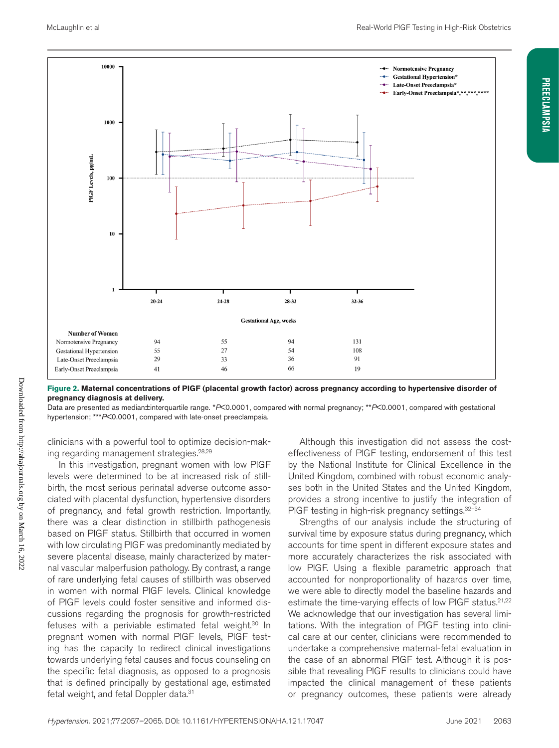**Figure 2. Maternal concentrations of PlGF (placental growth factor) across pregnancy according to hypertensive disorder of pregnancy diagnosis at delivery.**

Data are presented as median±interquartile range. *$P$<0.0001, compared with normal pregnancy; **$P$<0.0001, compared with gestational hypertension; ***$P$<0.0001, compared with late-onset preeclampsia.

| Number of Women | 20-24 | 24-28 | 28-32 | 32-36 |
|---|---|---|---|---|
| Normotensive Pregnancy | 94 | 55 | 94 | 131 |
| Gestational Hypertension | 55 | 27 | 54 | 108 |
| Late-Onset Preeclampsia | 29 | 33 | 36 | 91 |
| Early-Onset Preeclampsia | 41 | 46 | 66 | 19 |

clinicians with a powerful tool to optimize decision-making regarding management strategies.[28,29]

In this investigation, pregnant women with low PlGF levels were determined to be at increased risk of stillbirth, the most serious perinatal adverse outcome associated with placental dysfunction, hypertensive disorders of pregnancy, and fetal growth restriction. Importantly, there was a clear distinction in stillbirth pathogenesis based on PlGF status. Stillbirth that occurred in women with low circulating PlGF was predominantly mediated by severe placental disease, mainly characterized by maternal vascular malperfusion pathology. By contrast, a range of rare underlying fetal causes of stillbirth was observed in women with normal PlGF levels. Clinical knowledge of PlGF levels could foster sensitive and informed discussions regarding the prognosis for growth-restricted fetuses with a periviable estimated fetal weight.[30] In pregnant women with normal PlGF levels, PlGF testing has the capacity to redirect clinical investigations towards underlying fetal causes and focus counseling on the specific fetal diagnosis, as opposed to a prognosis that is defined principally by gestational age, estimated fetal weight, and fetal Doppler data.[31]

Although this investigation did not assess the cost-effectiveness of PlGF testing, endorsement of this test by the National Institute for Clinical Excellence in the United Kingdom, combined with robust economic analyses both in the United States and the United Kingdom, provides a strong incentive to justify the integration of PlGF testing in high-risk pregnancy settings.[32–34]

Strengths of our analysis include the structuring of survival time by exposure status during pregnancy, which accounts for time spent in different exposure states and more accurately characterizes the risk associated with low PlGF. Using a flexible parametric approach that accounted for nonproportionality of hazards over time, we were able to directly model the baseline hazards and estimate the time-varying effects of low PlGF status.[21,22] We acknowledge that our investigation has several limitations. With the integration of PlGF testing into clinical care at our center, clinicians were recommended to undertake a comprehensive maternal-fetal evaluation in the case of an abnormal PlGF test. Although it is possible that revealing PlGF results to clinicians could have impacted the clinical management of these patients or pregnancy outcomes, these patients were already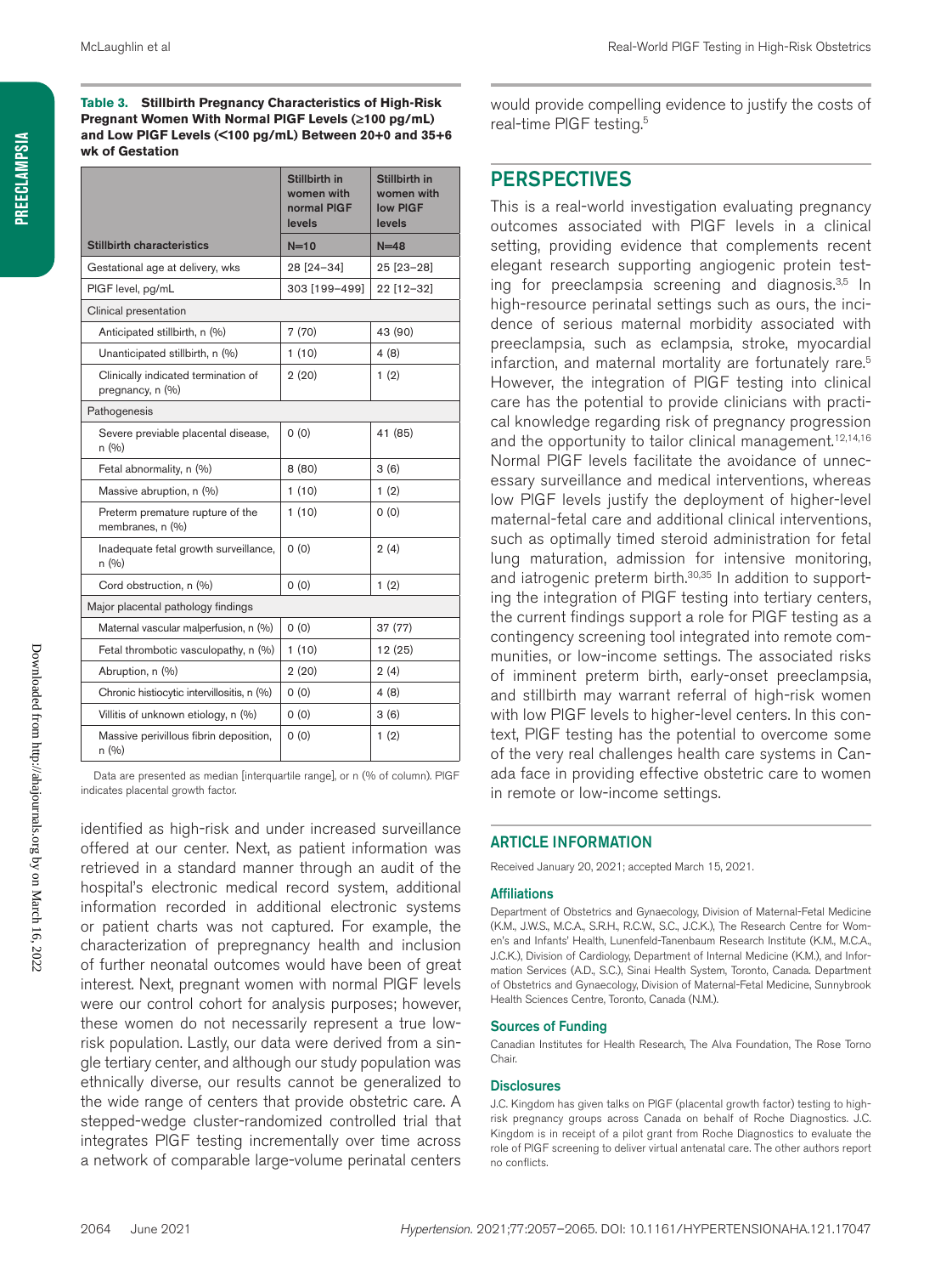**Table 3. Stillbirth Pregnancy Characteristics of High-Risk Pregnant Women With Normal PlGF Levels (≥100 pg/mL) and Low PlGF Levels (<100 pg/mL) Between 20+0 and 35+6 wk of Gestation**

| Stillbirth characteristics | Stillbirth in women with normal PlGF levels N=10 | Stillbirth in women with low PlGF levels N=48 |
|---|---|---|
| Gestational age at delivery, wks | 28 [24–34] | 25 [23–28] |
| PlGF level, pg/mL | 303 [199–499] | 22 [12–32] |
| Clinical presentation | | |
| Anticipated stillbirth, n (%) | 7 (70) | 43 (90) |
| Unanticipated stillbirth, n (%) | 1 (10) | 4 (8) |
| Clinically indicated termination of pregnancy, n (%) | 2 (20) | 1 (2) |
| Pathogenesis | | |
| Severe previable placental disease, n (%) | 0 (0) | 41 (85) |
| Fetal abnormality, n (%) | 8 (80) | 3 (6) |
| Massive abruption, n (%) | 1 (10) | 1 (2) |
| Preterm premature rupture of the membranes, n (%) | 1 (10) | 0 (0) |
| Inadequate fetal growth surveillance, n (%) | 0 (0) | 2 (4) |
| Cord obstruction, n (%) | 0 (0) | 1 (2) |
| Major placental pathology findings | | |
| Maternal vascular malperfusion, n (%) | 0 (0) | 37 (77) |
| Fetal thrombotic vasculopathy, n (%) | 1 (10) | 12 (25) |
| Abruption, n (%) | 2 (20) | 2 (4) |
| Chronic histiocytic intervillositis, n (%) | 0 (0) | 4 (8) |
| Villitis of unknown etiology, n (%) | 0 (0) | 3 (6) |
| Massive perivillous fibrin deposition, n (%) | 0 (0) | 1 (2) |

Data are presented as median [interquartile range], or n (% of column). PlGF indicates placental growth factor.

identified as high-risk and under increased surveillance offered at our center. Next, as patient information was retrieved in a standard manner through an audit of the hospital's electronic medical record system, additional information recorded in additional electronic systems or patient charts was not captured. For example, the characterization of prepregnancy health and inclusion of further neonatal outcomes would have been of great interest. Next, pregnant women with normal PlGF levels were our control cohort for analysis purposes; however, these women do not necessarily represent a true low-risk population. Lastly, our data were derived from a single tertiary center, and although our study population was ethnically diverse, our results cannot be generalized to the wide range of centers that provide obstetric care. A stepped-wedge cluster-randomized controlled trial that integrates PlGF testing incrementally over time across a network of comparable large-volume perinatal centers would provide compelling evidence to justify the costs of real-time PlGF testing.[5]

## PERSPECTIVES

This is a real-world investigation evaluating pregnancy outcomes associated with PlGF levels in a clinical setting, providing evidence that complements recent elegant research supporting angiogenic protein testing for preeclampsia screening and diagnosis.[3,5] In high-resource perinatal settings such as ours, the incidence of serious maternal morbidity associated with preeclampsia, such as eclampsia, stroke, myocardial infarction, and maternal mortality are fortunately rare.[5] However, the integration of PlGF testing into clinical care has the potential to provide clinicians with practical knowledge regarding risk of pregnancy progression and the opportunity to tailor clinical management.[12,14,16] Normal PlGF levels facilitate the avoidance of unnecessary surveillance and medical interventions, whereas low PlGF levels justify the deployment of higher-level maternal-fetal care and additional clinical interventions, such as optimally timed steroid administration for fetal lung maturation, admission for intensive monitoring, and iatrogenic preterm birth.[30,35] In addition to supporting the integration of PlGF testing into tertiary centers, the current findings support a role for PlGF testing as a contingency screening tool integrated into remote communities, or low-income settings. The associated risks of imminent preterm birth, early-onset preeclampsia, and stillbirth may warrant referral of high-risk women with low PlGF levels to higher-level centers. In this context, PlGF testing has the potential to overcome some of the very real challenges health care systems in Canada face in providing effective obstetric care to women in remote or low-income settings.

## ARTICLE INFORMATION

Received January 20, 2021; accepted March 15, 2021.

### Affiliations

Department of Obstetrics and Gynaecology, Division of Maternal-Fetal Medicine (K.M., J.W.S., M.C.A., S.R.H., R.C.W., S.C., J.C.K.), The Research Centre for Women's and Infants' Health, Lunenfeld-Tanenbaum Research Institute (K.M., M.C.A., J.C.K.), Division of Cardiology, Department of Internal Medicine (K.M.), and Information Services (A.D., S.C.), Sinai Health System, Toronto, Canada. Department of Obstetrics and Gynaecology, Division of Maternal-Fetal Medicine, Sunnybrook Health Sciences Centre, Toronto, Canada (N.M.).

### Sources of Funding

Canadian Institutes for Health Research, The Alva Foundation, The Rose Torno Chair.

### Disclosures

J.C. Kingdom has given talks on PlGF (placental growth factor) testing to high-risk pregnancy groups across Canada on behalf of Roche Diagnostics. J.C. Kingdom is in receipt of a pilot grant from Roche Diagnostics to evaluate the role of PlGF screening to deliver virtual antenatal care. The other authors report no conflicts.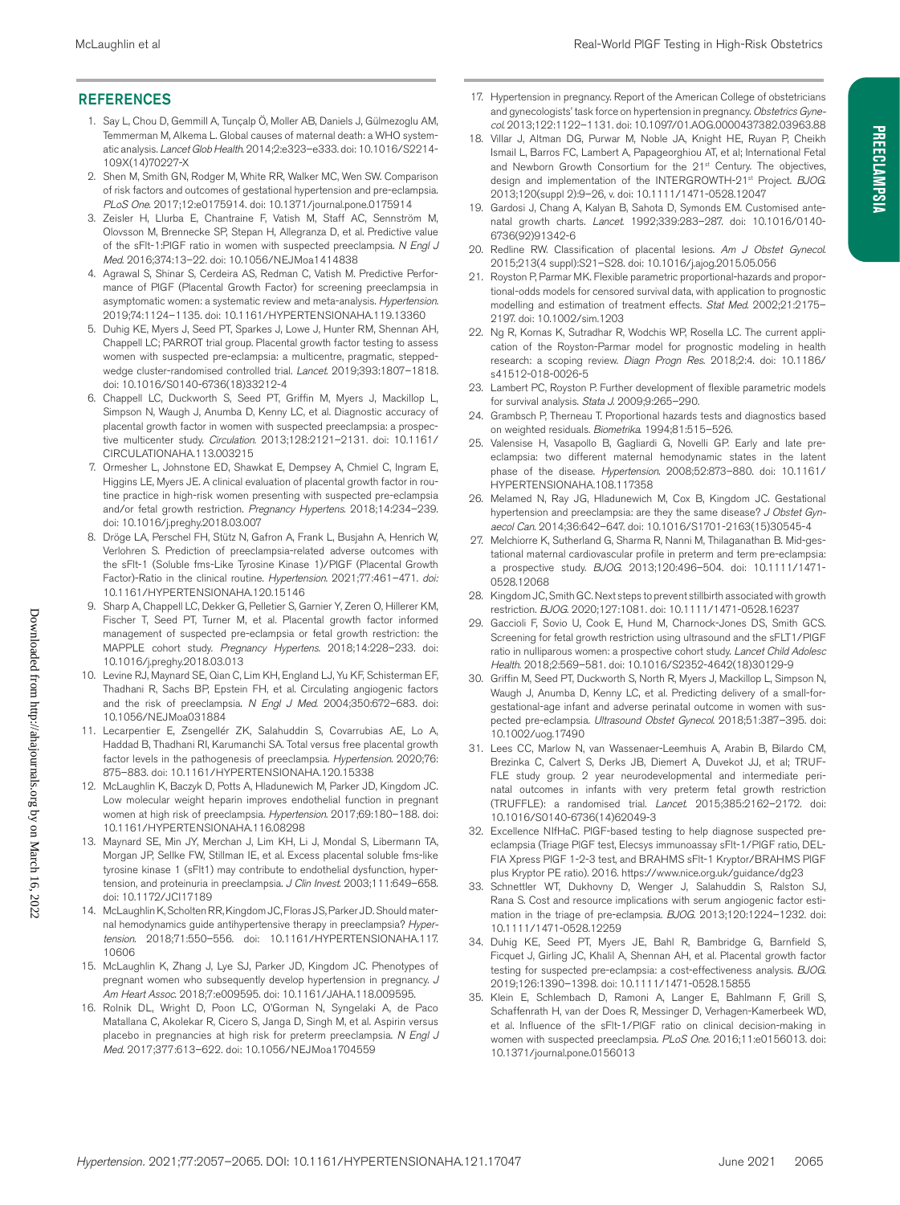## REFERENCES

1. Say L, Chou D, Gemmill A, Tunçalp Ö, Moller AB, Daniels J, Gülmezoglu AM, Temmerman M, Alkema L. Global causes of maternal death: a WHO systematic analysis. *Lancet Glob Health*. 2014;2:e323–e333. doi: 10.1016/S2214-109X(14)70227-X
2. Shen M, Smith GN, Rodger M, White RR, Walker MC, Wen SW. Comparison of risk factors and outcomes of gestational hypertension and pre-eclampsia. *PLoS One*. 2017;12:e0175914. doi: 10.1371/journal.pone.0175914
3. Zeisler H, Llurba E, Chantraine F, Vatish M, Staff AC, Sennström M, Olovsson M, Brennecke SP, Stepan H, Allegranza D, et al. Predictive value of the sFlt-1:PlGF ratio in women with suspected preeclampsia. *N Engl J Med*. 2016;374:13–22. doi: 10.1056/NEJMoa1414838
4. Agrawal S, Shinar S, Cerdeira AS, Redman C, Vatish M. Predictive Performance of PlGF (Placental Growth Factor) for screening preeclampsia in asymptomatic women: a systematic review and meta-analysis. *Hypertension*. 2019;74:1124–1135. doi: 10.1161/HYPERTENSIONAHA.119.13360
5. Duhig KE, Myers J, Seed PT, Sparkes J, Lowe J, Hunter RM, Shennan AH, Chappell LC; PARROT trial group. Placental growth factor testing to assess women with suspected pre-eclampsia: a multicentre, pragmatic, stepped-wedge cluster-randomised controlled trial. *Lancet*. 2019;393:1807–1818. doi: 10.1016/S0140-6736(18)33212-4
6. Chappell LC, Duckworth S, Seed PT, Griffin M, Myers J, Mackillop L, Simpson N, Waugh J, Anumba D, Kenny LC, et al. Diagnostic accuracy of placental growth factor in women with suspected preeclampsia: a prospective multicenter study. *Circulation*. 2013;128:2121–2131. doi: 10.1161/CIRCULATIONAHA.113.003215
7. Ormesher L, Johnstone ED, Shawkat E, Dempsey A, Chmiel C, Ingram E, Higgins LE, Myers JE. A clinical evaluation of placental growth factor in routine practice in high-risk women presenting with suspected pre-eclampsia and/or fetal growth restriction. *Pregnancy Hypertens*. 2018;14:234–239. doi: 10.1016/j.preghy.2018.03.007
8. Dröge LA, Perschel FH, Stütz N, Gafron A, Frank L, Busjahn A, Henrich W, Verlohren S. Prediction of preeclampsia-related adverse outcomes with the sFlt-1 (Soluble fms-Like Tyrosine Kinase 1)/PlGF (Placental Growth Factor)-Ratio in the clinical routine. *Hypertension*. 2021;77:461–471. *doi:* 10.1161/HYPERTENSIONAHA.120.15146
9. Sharp A, Chappell LC, Dekker G, Pelletier S, Garnier Y, Zeren O, Hillerer KM, Fischer T, Seed PT, Turner M, et al. Placental growth factor informed management of suspected pre-eclampsia or fetal growth restriction: the MAPPLE cohort study. *Pregnancy Hypertens*. 2018;14:228–233. doi: 10.1016/j.preghy.2018.03.013
10. Levine RJ, Maynard SE, Qian C, Lim KH, England LJ, Yu KF, Schisterman EF, Thadhani R, Sachs BP, Epstein FH, et al. Circulating angiogenic factors and the risk of preeclampsia. *N Engl J Med*. 2004;350:672–683. doi: 10.1056/NEJMoa031884
11. Lecarpentier E, Zsengellér ZK, Salahuddin S, Covarrubias AE, Lo A, Haddad B, Thadhani RI, Karumanchi SA. Total versus free placental growth factor levels in the pathogenesis of preeclampsia. *Hypertension*. 2020;76:875–883. doi: 10.1161/HYPERTENSIONAHA.120.15338
12. McLaughlin K, Baczyk D, Potts A, Hladunewich M, Parker JD, Kingdom JC. Low molecular weight heparin improves endothelial function in pregnant women at high risk of preeclampsia. *Hypertension*. 2017;69:180–188. doi: 10.1161/HYPERTENSIONAHA.116.08298
13. Maynard SE, Min JY, Merchan J, Lim KH, Li J, Mondal S, Libermann TA, Morgan JP, Sellke FW, Stillman IE, et al. Excess placental soluble fms-like tyrosine kinase 1 (sFlt1) may contribute to endothelial dysfunction, hypertension, and proteinuria in preeclampsia. *J Clin Invest*. 2003;111:649–658. doi: 10.1172/JCI17189
14. McLaughlin K, Scholten RR, Kingdom JC, Floras JS, Parker JD. Should maternal hemodynamics guide antihypertensive therapy in preeclampsia? *Hypertension*. 2018;71:550–556. doi: 10.1161/HYPERTENSIONAHA.117.10606
15. McLaughlin K, Zhang J, Lye SJ, Parker JD, Kingdom JC. Phenotypes of pregnant women who subsequently develop hypertension in pregnancy. *J Am Heart Assoc*. 2018;7:e009595. doi: 10.1161/JAHA.118.009595.
16. Rolnik DL, Wright D, Poon LC, O'Gorman N, Syngelaki A, de Paco Matallana C, Akolekar R, Cicero S, Janga D, Singh M, et al. Aspirin versus placebo in pregnancies at high risk for preterm preeclampsia. *N Engl J Med*. 2017;377:613–622. doi: 10.1056/NEJMoa1704559
17. Hypertension in pregnancy. Report of the American College of obstetricians and gynecologists' task force on hypertension in pregnancy. *Obstetrics Gynecol*. 2013;122:1122–1131. doi: 10.1097/01.AOG.0000437382.03963.88
18. Villar J, Altman DG, Purwar M, Noble JA, Knight HE, Ruyan P, Cheikh Ismail L, Barros FC, Lambert A, Papageorghiou AT, et al; International Fetal and Newborn Growth Consortium for the 21st Century. The objectives, design and implementation of the INTERGROWTH-21st Project. *BJOG*. 2013;120(suppl 2):9–26, v. doi: 10.1111/1471-0528.12047
19. Gardosi J, Chang A, Kalyan B, Sahota D, Symonds EM. Customised antenatal growth charts. *Lancet*. 1992;339:283–287. doi: 10.1016/0140-6736(92)91342-6
20. Redline RW. Classification of placental lesions. *Am J Obstet Gynecol*. 2015;213(4 suppl):S21–S28. doi: 10.1016/j.ajog.2015.05.056
21. Royston P, Parmar MK. Flexible parametric proportional-hazards and proportional-odds models for censored survival data, with application to prognostic modelling and estimation of treatment effects. *Stat Med*. 2002;21:2175–2197. doi: 10.1002/sim.1203
22. Ng R, Kornas K, Sutradhar R, Wodchis WP, Rosella LC. The current application of the Royston-Parmar model for prognostic modeling in health research: a scoping review. *Diagn Progn Res*. 2018;2:4. doi: 10.1186/s41512-018-0026-5
23. Lambert PC, Royston P. Further development of flexible parametric models for survival analysis. *Stata J*. 2009;9:265–290.
24. Grambsch P, Therneau T. Proportional hazards tests and diagnostics based on weighted residuals. *Biometrika*. 1994;81:515–526.
25. Valensise H, Vasapollo B, Gagliardi G, Novelli GP. Early and late preeclampsia: two different maternal hemodynamic states in the latent phase of the disease. *Hypertension*. 2008;52:873–880. doi: 10.1161/HYPERTENSIONAHA.108.117358
26. Melamed N, Ray JG, Hladunewich M, Cox B, Kingdom JC. Gestational hypertension and preeclampsia: are they the same disease? *J Obstet Gynaecol Can*. 2014;36:642–647. doi: 10.1016/S1701-2163(15)30545-4
27. Melchiorre K, Sutherland G, Sharma R, Nanni M, Thilaganathan B. Mid-gestational maternal cardiovascular profile in preterm and term pre-eclampsia: a prospective study. *BJOG*. 2013;120:496–504. doi: 10.1111/1471-0528.12068
28. Kingdom JC, Smith GC. Next steps to prevent stillbirth associated with growth restriction. *BJOG*. 2020;127:1081. doi: 10.1111/1471-0528.16237
29. Gaccioli F, Sovio U, Cook E, Hund M, Charnock-Jones DS, Smith GCS. Screening for fetal growth restriction using ultrasound and the sFLT1/PlGF ratio in nulliparous women: a prospective cohort study. *Lancet Child Adolesc Health*. 2018;2:569–581. doi: 10.1016/S2352-4642(18)30129-9
30. Griffin M, Seed PT, Duckworth S, North R, Myers J, Mackillop L, Simpson N, Waugh J, Anumba D, Kenny LC, et al. Predicting delivery of a small-for-gestational-age infant and adverse perinatal outcome in women with suspected pre-eclampsia. *Ultrasound Obstet Gynecol*. 2018;51:387–395. doi: 10.1002/uog.17490
31. Lees CC, Marlow N, van Wassenaer-Leemhuis A, Arabin B, Bilardo CM, Brezinka C, Calvert S, Derks JB, Diemert A, Duvekot JJ, et al; TRUFFLE study group. 2 year neurodevelopmental and intermediate perinatal outcomes in infants with very preterm fetal growth restriction (TRUFFLE): a randomised trial. *Lancet*. 2015;385:2162–2172. doi: 10.1016/S0140-6736(14)62049-3
32. Excellence NIfHaC. PlGF-based testing to help diagnose suspected pre-eclampsia (Triage PlGF test, Elecsys immunoassay sFlt-1/PlGF ratio, DELFIA Xpress PlGF 1-2-3 test, and BRAHMS sFlt-1 Kryptor/BRAHMS PlGF plus Kryptor PE ratio). 2016. https://www.nice.org.uk/guidance/dg23
33. Schnettler WT, Dukhovny D, Wenger J, Salahuddin S, Ralston SJ, Rana S. Cost and resource implications with serum angiogenic factor estimation in the triage of pre-eclampsia. *BJOG*. 2013;120:1224–1232. doi: 10.1111/1471-0528.12259
34. Duhig KE, Seed PT, Myers JE, Bahl R, Bambridge G, Barnfield S, Ficquet J, Girling JC, Khalil A, Shennan AH, et al. Placental growth factor testing for suspected pre-eclampsia: a cost-effectiveness analysis. *BJOG*. 2019;126:1390–1398. doi: 10.1111/1471-0528.15855
35. Klein E, Schlembach D, Ramoni A, Langer E, Bahlmann F, Grill S, Schaffenrath H, van der Does R, Messinger D, Verhagen-Kamerbeek WD, et al. Influence of the sFlt-1/PlGF ratio on clinical decision-making in women with suspected preeclampsia. *PLoS One*. 2016;11:e0156013. doi: 10.1371/journal.pone.0156013